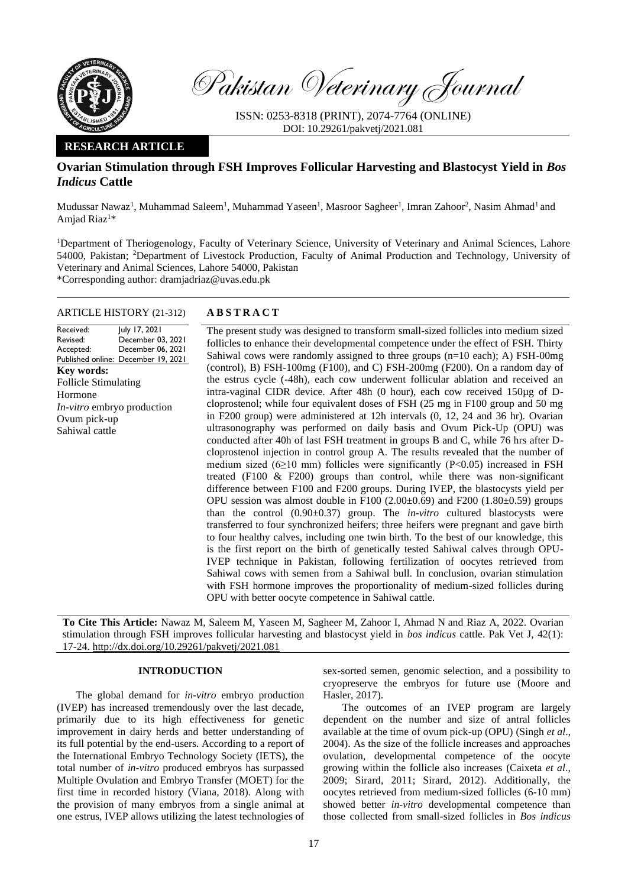Pakistan Veterinary Journal

ISSN: 0253-8318 (PRINT), 2074-7764 (ONLINE)
DOI: 10.29261/pakvetj/2021.081

**RESEARCH ARTICLE**

# Ovarian Stimulation through FSH Improves Follicular Harvesting and Blastocyst Yield in *Bos Indicus* Cattle

Mudussar Nawaz[1], Muhammad Saleem[1], Muhammad Yaseen[1], Masroor Sagheer[1], Imran Zahoor[2], Nasim Ahmad[1] and Amjad Riaz[1]*

[1]Department of Theriogenology, Faculty of Veterinary Science, University of Veterinary and Animal Sciences, Lahore 54000, Pakistan; [2]Department of Livestock Production, Faculty of Animal Production and Technology, University of Veterinary and Animal Sciences, Lahore 54000, Pakistan
*Corresponding author: dramjadriaz@uvas.edu.pk

**ARTICLE HISTORY** (21-312)

| | |
|---|---|
| Received: | July 17, 2021 |
| Revised: | December 03, 2021 |
| Accepted: | December 06, 2021 |
| Published online: | December 19, 2021 |

**Key words:**
Follicle Stimulating Hormone
*In-vitro* embryo production
Ovum pick-up
Sahiwal cattle

**ABSTRACT**

The present study was designed to transform small-sized follicles into medium sized follicles to enhance their developmental competence under the effect of FSH. Thirty Sahiwal cows were randomly assigned to three groups (n=10 each); A) FSH-00mg (control), B) FSH-100mg (F100), and C) FSH-200mg (F200). On a random day of the estrus cycle (-48h), each cow underwent follicular ablation and received an intra-vaginal CIDR device. After 48h (0 hour), each cow received 150µg of D-cloprostenol; while four equivalent doses of FSH (25 mg in F100 group and 50 mg in F200 group) were administered at 12h intervals (0, 12, 24 and 36 hr). Ovarian ultrasonography was performed on daily basis and Ovum Pick-Up (OPU) was conducted after 40h of last FSH treatment in groups B and C, while 76 hrs after D-cloprostenol injection in control group A. The results revealed that the number of medium sized (6≥10 mm) follicles were significantly ($P<0.05$) increased in FSH treated (F100 & F200) groups than control, while there was non-significant difference between F100 and F200 groups. During IVEP, the blastocysts yield per OPU session was almost double in F100 (2.00±0.69) and F200 (1.80±0.59) groups than the control (0.90±0.37) group. The *in-vitro* cultured blastocysts were transferred to four synchronized heifers; three heifers were pregnant and gave birth to four healthy calves, including one twin birth. To the best of our knowledge, this is the first report on the birth of genetically tested Sahiwal calves through OPU-IVEP technique in Pakistan, following fertilization of oocytes retrieved from Sahiwal cows with semen from a Sahiwal bull. In conclusion, ovarian stimulation with FSH hormone improves the proportionality of medium-sized follicles during OPU with better oocyte competence in Sahiwal cattle.

**To Cite This Article:** Nawaz M, Saleem M, Yaseen M, Sagheer M, Zahoor I, Ahmad N and Riaz A, 2022. Ovarian stimulation through FSH improves follicular harvesting and blastocyst yield in *bos indicus* cattle. Pak Vet J, 42(1): 17-24. http://dx.doi.org/10.29261/pakvetj/2021.081

## INTRODUCTION

The global demand for *in-vitro* embryo production (IVEP) has increased tremendously over the last decade, primarily due to its high effectiveness for genetic improvement in dairy herds and better understanding of its full potential by the end-users. According to a report of the International Embryo Technology Society (IETS), the total number of *in-vitro* produced embryos has surpassed Multiple Ovulation and Embryo Transfer (MOET) for the first time in recorded history (Viana, 2018). Along with the provision of many embryos from a single animal at one estrus, IVEP allows utilizing the latest technologies of sex-sorted semen, genomic selection, and a possibility to cryopreserve the embryos for future use (Moore and Hasler, 2017).

The outcomes of an IVEP program are largely dependent on the number and size of antral follicles available at the time of ovum pick-up (OPU) (Singh *et al*., 2004). As the size of the follicle increases and approaches ovulation, developmental competence of the oocyte growing within the follicle also increases (Caixeta *et al*., 2009; Sirard, 2011; Sirard, 2012). Additionally, the oocytes retrieved from medium-sized follicles (6-10 mm) showed better *in-vitro* developmental competence than those collected from small-sized follicles in *Bos indicus*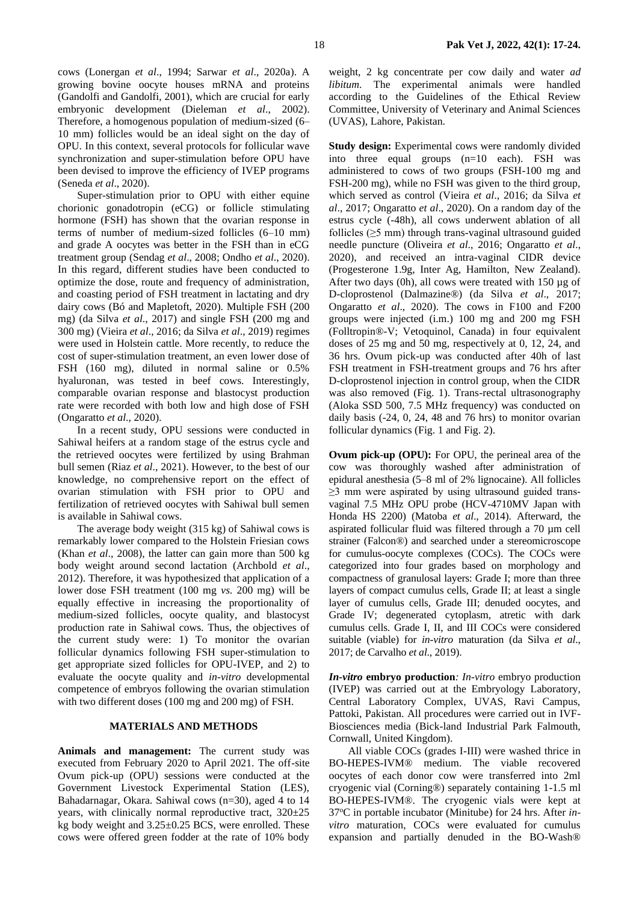cows (Lonergan *et al*., 1994; Sarwar *et al*., 2020a). A growing bovine oocyte houses mRNA and proteins (Gandolfi and Gandolfi, 2001), which are crucial for early embryonic development (Dieleman *et al*., 2002). Therefore, a homogenous population of medium-sized (6–10 mm) follicles would be an ideal sight on the day of OPU. In this context, several protocols for follicular wave synchronization and super-stimulation before OPU have been devised to improve the efficiency of IVEP programs (Seneda *et al*., 2020).

Super-stimulation prior to OPU with either equine chorionic gonadotropin (eCG) or follicle stimulating hormone (FSH) has shown that the ovarian response in terms of number of medium-sized follicles (6–10 mm) and grade A oocytes was better in the FSH than in eCG treatment group (Sendag *et al*., 2008; Ondho *et al*., 2020). In this regard, different studies have been conducted to optimize the dose, route and frequency of administration, and coasting period of FSH treatment in lactating and dry dairy cows (Bó and Mapletoft, 2020). Multiple FSH (200 mg) (da Silva *et al*., 2017) and single FSH (200 mg and 300 mg) (Vieira *et al*., 2016; da Silva *et al*., 2019) regimes were used in Holstein cattle. More recently, to reduce the cost of super-stimulation treatment, an even lower dose of FSH (160 mg), diluted in normal saline or 0.5% hyaluronan, was tested in beef cows. Interestingly, comparable ovarian response and blastocyst production rate were recorded with both low and high dose of FSH (Ongaratto *et al*., 2020).

In a recent study, OPU sessions were conducted in Sahiwal heifers at a random stage of the estrus cycle and the retrieved oocytes were fertilized by using Brahman bull semen (Riaz *et al*., 2021). However, to the best of our knowledge, no comprehensive report on the effect of ovarian stimulation with FSH prior to OPU and fertilization of retrieved oocytes with Sahiwal bull semen is available in Sahiwal cows.

The average body weight (315 kg) of Sahiwal cows is remarkably lower compared to the Holstein Friesian cows (Khan *et al*., 2008), the latter can gain more than 500 kg body weight around second lactation (Archbold *et al*., 2012). Therefore, it was hypothesized that application of a lower dose FSH treatment (100 mg *vs.* 200 mg) will be equally effective in increasing the proportionality of medium-sized follicles, oocyte quality, and blastocyst production rate in Sahiwal cows. Thus, the objectives of the current study were: 1) To monitor the ovarian follicular dynamics following FSH super-stimulation to get appropriate sized follicles for OPU-IVEP, and 2) to evaluate the oocyte quality and *in-vitro* developmental competence of embryos following the ovarian stimulation with two different doses (100 mg and 200 mg) of FSH.

## MATERIALS AND METHODS

**Animals and management:** The current study was executed from February 2020 to April 2021. The off-site Ovum pick-up (OPU) sessions were conducted at the Government Livestock Experimental Station (LES), Bahadarnagar, Okara. Sahiwal cows (n=30), aged 4 to 14 years, with clinically normal reproductive tract, 320±25 kg body weight and 3.25±0.25 BCS, were enrolled. These cows were offered green fodder at the rate of 10% body weight, 2 kg concentrate per cow daily and water *ad libitum*. The experimental animals were handled according to the Guidelines of the Ethical Review Committee, University of Veterinary and Animal Sciences (UVAS), Lahore, Pakistan.

**Study design:** Experimental cows were randomly divided into three equal groups (n=10 each). FSH was administered to cows of two groups (FSH-100 mg and FSH-200 mg), while no FSH was given to the third group, which served as control (Vieira *et al*., 2016; da Silva *et al*., 2017; Ongaratto *et al*., 2020). On a random day of the estrus cycle (-48h), all cows underwent ablation of all follicles (≥5 mm) through trans-vaginal ultrasound guided needle puncture (Oliveira *et al*., 2016; Ongaratto *et al*., 2020), and received an intra-vaginal CIDR device (Progesterone 1.9g, Inter Ag, Hamilton, New Zealand). After two days (0h), all cows were treated with 150 µg of D-cloprostenol (Dalmazine®) (da Silva *et al*., 2017; Ongaratto *et al*., 2020). The cows in F100 and F200 groups were injected (i.m.) 100 mg and 200 mg FSH (Folltropin®-V; Vetoquinol, Canada) in four equivalent doses of 25 mg and 50 mg, respectively at 0, 12, 24, and 36 hrs. Ovum pick-up was conducted after 40h of last FSH treatment in FSH-treatment groups and 76 hrs after D-cloprostenol injection in control group, when the CIDR was also removed (Fig. 1). Trans-rectal ultrasonography (Aloka SSD 500, 7.5 MHz frequency) was conducted on daily basis (-24, 0, 24, 48 and 76 hrs) to monitor ovarian follicular dynamics (Fig. 1 and Fig. 2).

**Ovum pick-up (OPU):** For OPU, the perineal area of the cow was thoroughly washed after administration of epidural anesthesia (5–8 ml of 2% lignocaine). All follicles ≥3 mm were aspirated by using ultrasound guided trans-vaginal 7.5 MHz OPU probe (HCV-4710MV Japan with Honda HS 2200) (Matoba *et al*., 2014). Afterward, the aspirated follicular fluid was filtered through a 70 µm cell strainer (Falcon®) and searched under a stereomicroscope for cumulus-oocyte complexes (COCs). The COCs were categorized into four grades based on morphology and compactness of granulosal layers: Grade I; more than three layers of compact cumulus cells, Grade II; at least a single layer of cumulus cells, Grade III; denuded oocytes, and Grade IV; degenerated cytoplasm, atretic with dark cumulus cells. Grade I, II, and III COCs were considered suitable (viable) for *in-vitro* maturation (da Silva *et al*., 2017; de Carvalho *et al*., 2019).

***In-vitro* embryo production***:* *In-vitro* embryo production (IVEP) was carried out at the Embryology Laboratory, Central Laboratory Complex, UVAS, Ravi Campus, Pattoki, Pakistan. All procedures were carried out in IVF-Biosciences media (Bick-land Industrial Park Falmouth, Cornwall, United Kingdom).

All viable COCs (grades I-III) were washed thrice in BO-HEPES-IVM® medium. The viable recovered oocytes of each donor cow were transferred into 2ml cryogenic vial (Corning®) separately containing 1-1.5 ml BO-HEPES-IVM®. The cryogenic vials were kept at 37°C in portable incubator (Minitube) for 24 hrs. After *in-vitro* maturation, COCs were evaluated for cumulus expansion and partially denuded in the BO-Wash®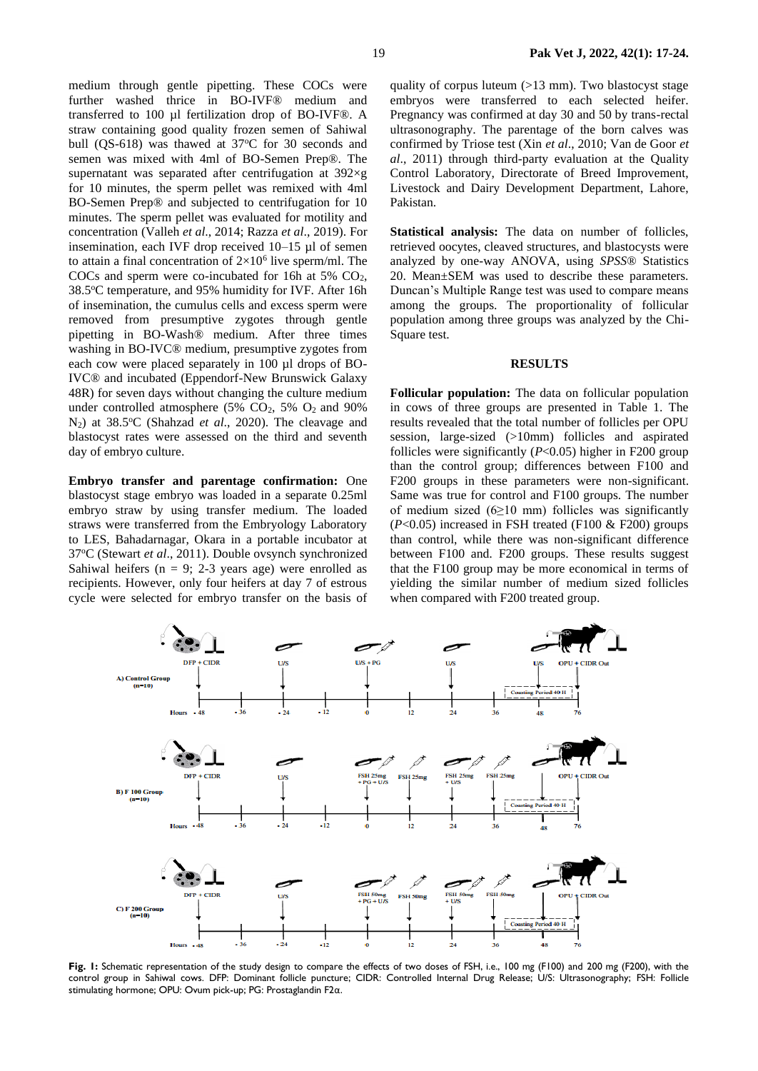medium through gentle pipetting. These COCs were further washed thrice in BO-IVF® medium and transferred to 100 µl fertilization drop of BO-IVF®. A straw containing good quality frozen semen of Sahiwal bull (QS-618) was thawed at 37°C for 30 seconds and semen was mixed with 4ml of BO-Semen Prep®. The supernatant was separated after centrifugation at 392×g for 10 minutes, the sperm pellet was remixed with 4ml BO-Semen Prep® and subjected to centrifugation for 10 minutes. The sperm pellet was evaluated for motility and concentration (Valleh *et al*., 2014; Razza *et al*., 2019). For insemination, each IVF drop received 10–15 µl of semen to attain a final concentration of $2\times10^6$ live sperm/ml. The COCs and sperm were co-incubated for 16h at 5% $CO_2$, 38.5°C temperature, and 95% humidity for IVF. After 16h of insemination, the cumulus cells and excess sperm were removed from presumptive zygotes through gentle pipetting in BO-Wash® medium. After three times washing in BO-IVC® medium, presumptive zygotes from each cow were placed separately in 100 µl drops of BO-IVC® and incubated (Eppendorf-New Brunswick Galaxy 48R) for seven days without changing the culture medium under controlled atmosphere (5% $CO_2$, 5% $O_2$ and 90% $N_2$) at 38.5°C (Shahzad *et al*., 2020). The cleavage and blastocyst rates were assessed on the third and seventh day of embryo culture.

**Embryo transfer and parentage confirmation:** One blastocyst stage embryo was loaded in a separate 0.25ml embryo straw by using transfer medium. The loaded straws were transferred from the Embryology Laboratory to LES, Bahadarnagar, Okara in a portable incubator at 37°C (Stewart *et al*., 2011). Double ovsynch synchronized Sahiwal heifers (n = 9; 2-3 years age) were enrolled as recipients. However, only four heifers at day 7 of estrous cycle were selected for embryo transfer on the basis of quality of corpus luteum (>13 mm). Two blastocyst stage embryos were transferred to each selected heifer. Pregnancy was confirmed at day 30 and 50 by trans-rectal ultrasonography. The parentage of the born calves was confirmed by Triose test (Xin *et al*., 2010; Van de Goor *et al*., 2011) through third-party evaluation at the Quality Control Laboratory, Directorate of Breed Improvement, Livestock and Dairy Development Department, Lahore, Pakistan.

**Statistical analysis:** The data on number of follicles, retrieved oocytes, cleaved structures, and blastocysts were analyzed by one-way ANOVA, using *SPSS*® Statistics 20. Mean±SEM was used to describe these parameters. Duncan's Multiple Range test was used to compare means among the groups. The proportionality of follicular population among three groups was analyzed by the Chi-Square test.

## RESULTS

**Follicular population:** The data on follicular population in cows of three groups are presented in Table 1. The results revealed that the total number of follicles per OPU session, large-sized (>10mm) follicles and aspirated follicles were significantly ($P<0.05$) higher in F200 group than the control group; differences between F100 and F200 groups in these parameters were non-significant. Same was true for control and F100 groups. The number of medium sized (6≥10 mm) follicles was significantly ($P<0.05$) increased in FSH treated (F100 & F200) groups than control, while there was non-significant difference between F100 and. F200 groups. These results suggest that the F100 group may be more economical in terms of yielding the similar number of medium sized follicles when compared with F200 treated group.

**Fig. 1:** Schematic representation of the study design to compare the effects of two doses of FSH, i.e., 100 mg (F100) and 200 mg (F200), with the control group in Sahiwal cows. DFP: Dominant follicle puncture; CIDR: Controlled Internal Drug Release; U/S: Ultrasonography; FSH: Follicle stimulating hormone; OPU: Ovum pick-up; PG: Prostaglandin F2α.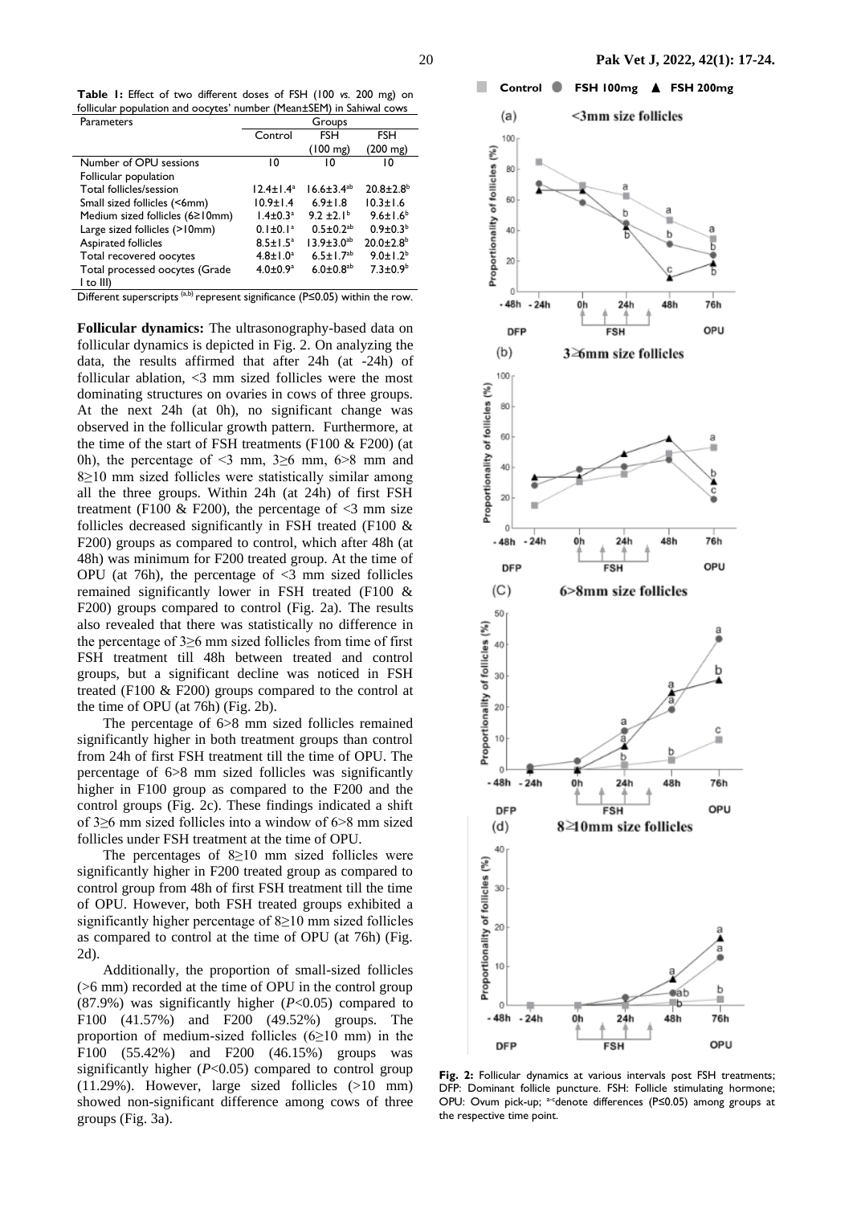**Table 1:** Effect of two different doses of FSH (100 *vs.* 200 mg) on follicular population and oocytes' number (Mean±SEM) in Sahiwal cows

| Parameters | Groups | | |
|---|---|---|---|
| | Control | FSH (100 mg) | FSH (200 mg) |
| Number of OPU sessions | 10 | 10 | 10 |
| Follicular population | | | |
| Total follicles/session | 12.4±1.4[a] | 16.6±3.4[ab] | 20.8±2.8[b] |
| Small sized follicles (<6mm) | 10.9±1.4 | 6.9±1.8 | 10.3±1.6 |
| Medium sized follicles (6≥10mm) | 1.4±0.3[a] | 9.2 ±2.1[b] | 9.6±1.6[b] |
| Large sized follicles (>10mm) | 0.1±0.1[a] | 0.5±0.2[ab] | 0.9±0.3[b] |
| Aspirated follicles | 8.5±1.5[a] | 13.9±3.0[ab] | 20.0±2.8[b] |
| Total recovered oocytes | 4.8±1.0[a] | 6.5±1.7[ab] | 9.0±1.2[b] |
| Total processed oocytes (Grade I to III) | 4.0±0.9[a] | 6.0±0.8[ab] | 7.3±0.9[b] |

Different superscripts [(a,b)] represent significance (P≤0.05) within the row.

**Follicular dynamics:** The ultrasonography-based data on follicular dynamics is depicted in Fig. 2. On analyzing the data, the results affirmed that after 24h (at -24h) of follicular ablation, <3 mm sized follicles were the most dominating structures on ovaries in cows of three groups. At the next 24h (at 0h), no significant change was observed in the follicular growth pattern. Furthermore, at the time of the start of FSH treatments (F100 & F200) (at 0h), the percentage of <3 mm, 3≥6 mm, 6>8 mm and 8≥10 mm sized follicles were statistically similar among all the three groups. Within 24h (at 24h) of first FSH treatment (F100 & F200), the percentage of <3 mm size follicles decreased significantly in FSH treated (F100 & F200) groups as compared to control, which after 48h (at 48h) was minimum for F200 treated group. At the time of OPU (at 76h), the percentage of <3 mm sized follicles remained significantly lower in FSH treated (F100 & F200) groups compared to control (Fig. 2a). The results also revealed that there was statistically no difference in the percentage of 3≥6 mm sized follicles from time of first FSH treatment till 48h between treated and control groups, but a significant decline was noticed in FSH treated (F100 & F200) groups compared to the control at the time of OPU (at 76h) (Fig. 2b).

The percentage of 6>8 mm sized follicles remained significantly higher in both treatment groups than control from 24h of first FSH treatment till the time of OPU. The percentage of 6>8 mm sized follicles was significantly higher in F100 group as compared to the F200 and the control groups (Fig. 2c). These findings indicated a shift of 3≥6 mm sized follicles into a window of 6>8 mm sized follicles under FSH treatment at the time of OPU.

The percentages of 8≥10 mm sized follicles were significantly higher in F200 treated group as compared to control group from 48h of first FSH treatment till the time of OPU. However, both FSH treated groups exhibited a significantly higher percentage of 8≥10 mm sized follicles as compared to control at the time of OPU (at 76h) (Fig. 2d).

Additionally, the proportion of small-sized follicles (>6 mm) recorded at the time of OPU in the control group (87.9%) was significantly higher (*P*<0.05) compared to F100 (41.57%) and F200 (49.52%) groups. The proportion of medium-sized follicles (6≥10 mm) in the F100 (55.42%) and F200 (46.15%) groups was significantly higher (*P*<0.05) compared to control group (11.29%). However, large sized follicles (>10 mm) showed non-significant difference among cows of three groups (Fig. 3a).

**Fig. 2:** Follicular dynamics at various intervals post FSH treatments; DFP: Dominant follicle puncture. FSH: Follicle stimulating hormone; OPU: Ovum pick-up; [a-c]denote differences (P≤0.05) among groups at the respective time point.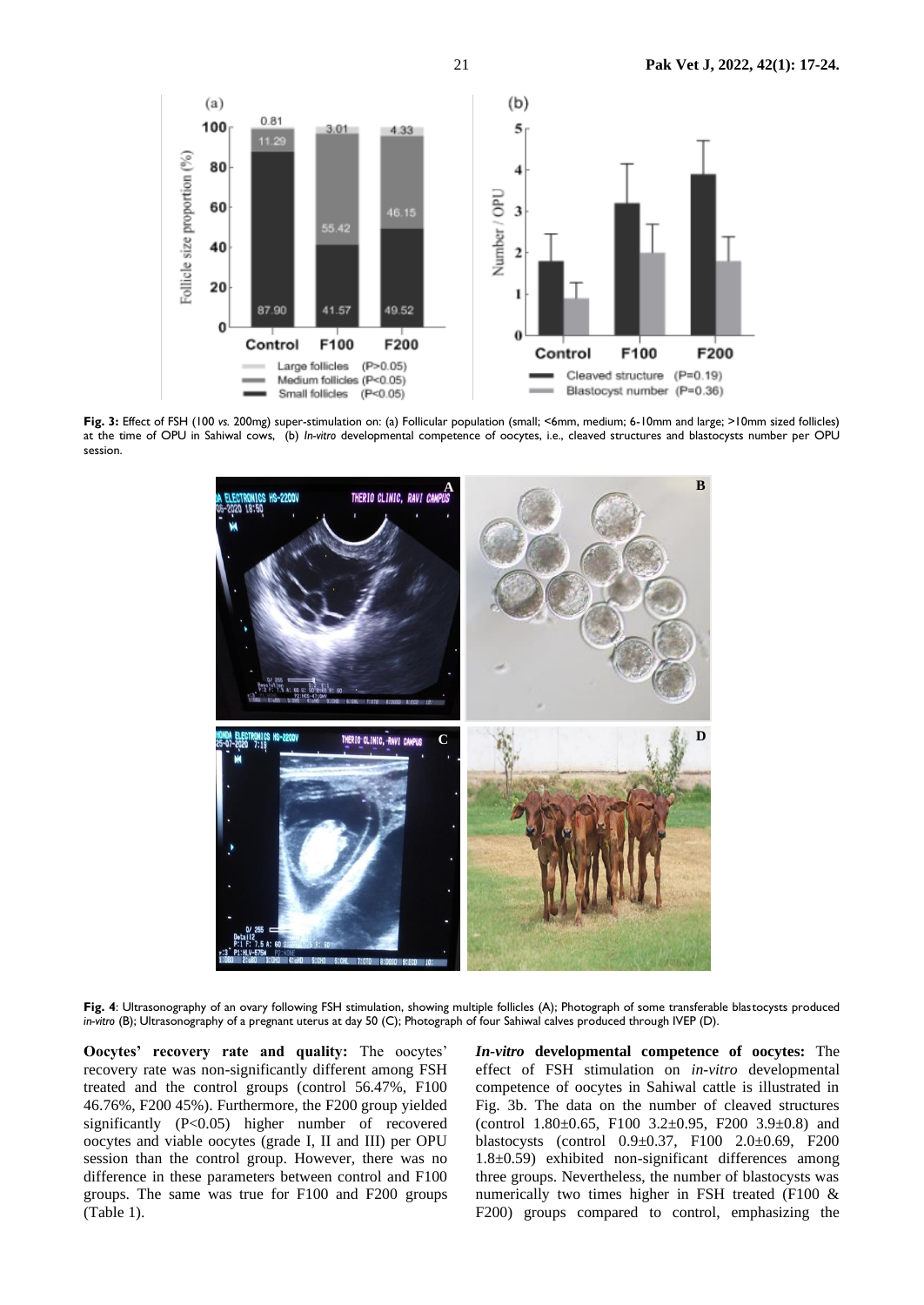**Fig. 3:** Effect of FSH (100 *vs.* 200mg) super-stimulation on: (a) Follicular population (small; <6mm, medium; 6-10mm and large; >10mm sized follicles) at the time of OPU in Sahiwal cows, (b) *In-vitro* developmental competence of oocytes, i.e., cleaved structures and blastocysts number per OPU session.

**Fig. 4**: Ultrasonography of an ovary following FSH stimulation, showing multiple follicles (A); Photograph of some transferable blastocysts produced *in-vitro* (B); Ultrasonography of a pregnant uterus at day 50 (C); Photograph of four Sahiwal calves produced through IVEP (D).

**Oocytes' recovery rate and quality:** The oocytes' recovery rate was non-significantly different among FSH treated and the control groups (control 56.47%, F100 46.76%, F200 45%). Furthermore, the F200 group yielded significantly ($P<0.05$) higher number of recovered oocytes and viable oocytes (grade I, II and III) per OPU session than the control group. However, there was no difference in these parameters between control and F100 groups. The same was true for F100 and F200 groups (Table 1).

***In-vitro* developmental competence of oocytes:** The effect of FSH stimulation on *in-vitro* developmental competence of oocytes in Sahiwal cattle is illustrated in Fig. 3b. The data on the number of cleaved structures (control 1.80±0.65, F100 3.2±0.95, F200 3.9±0.8) and blastocysts (control 0.9±0.37, F100 2.0±0.69, F200 1.8±0.59) exhibited non-significant differences among three groups. Nevertheless, the number of blastocysts was numerically two times higher in FSH treated (F100 & F200) groups compared to control, emphasizing the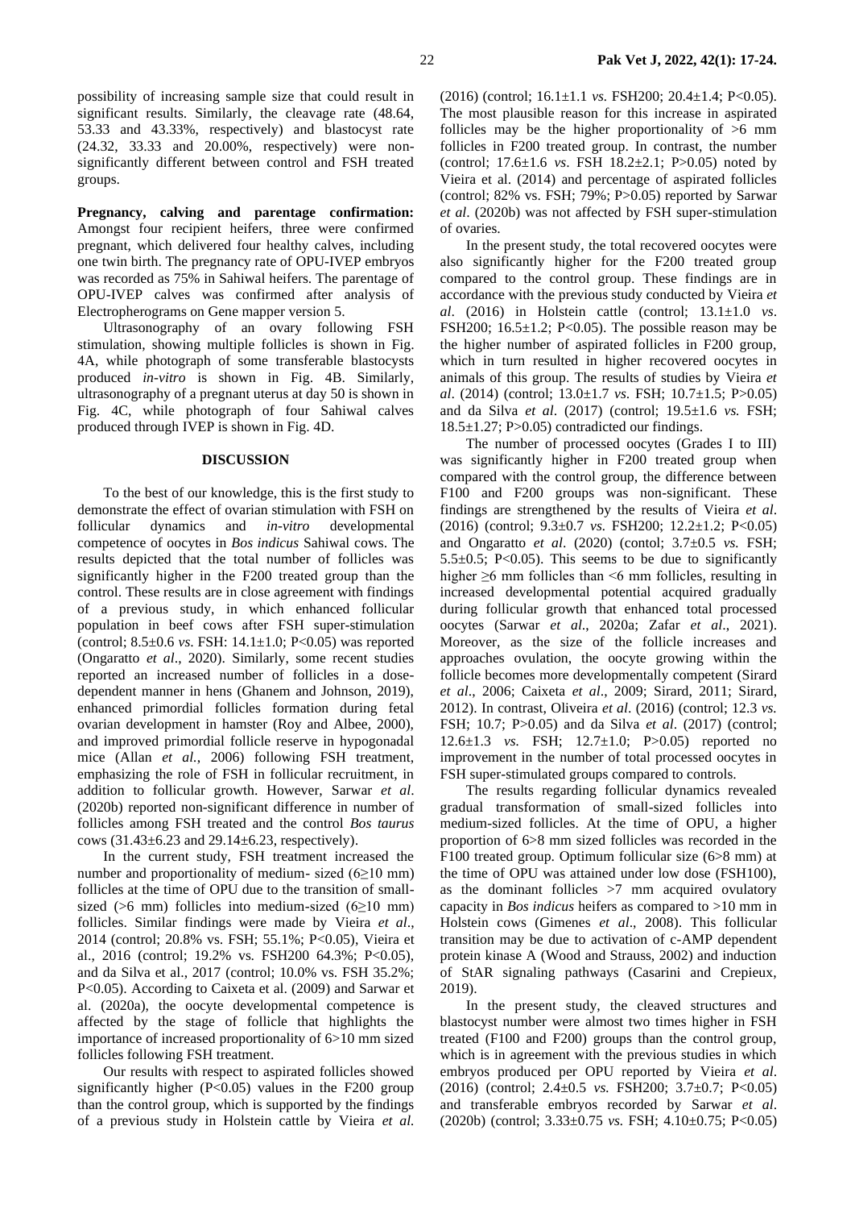possibility of increasing sample size that could result in significant results. Similarly, the cleavage rate (48.64, 53.33 and 43.33%, respectively) and blastocyst rate (24.32, 33.33 and 20.00%, respectively) were non-significantly different between control and FSH treated groups.

**Pregnancy, calving and parentage confirmation:** Amongst four recipient heifers, three were confirmed pregnant, which delivered four healthy calves, including one twin birth. The pregnancy rate of OPU-IVEP embryos was recorded as 75% in Sahiwal heifers. The parentage of OPU-IVEP calves was confirmed after analysis of Electropherograms on Gene mapper version 5.

Ultrasonography of an ovary following FSH stimulation, showing multiple follicles is shown in Fig. 4A, while photograph of some transferable blastocysts produced *in-vitro* is shown in Fig. 4B. Similarly, ultrasonography of a pregnant uterus at day 50 is shown in Fig. 4C, while photograph of four Sahiwal calves produced through IVEP is shown in Fig. 4D.

## DISCUSSION

To the best of our knowledge, this is the first study to demonstrate the effect of ovarian stimulation with FSH on follicular dynamics and *in-vitro* developmental competence of oocytes in *Bos indicus* Sahiwal cows. The results depicted that the total number of follicles was significantly higher in the F200 treated group than the control. These results are in close agreement with findings of a previous study, in which enhanced follicular population in beef cows after FSH super-stimulation (control; 8.5±0.6 *vs*. FSH: 14.1±1.0; P<0.05) was reported (Ongaratto *et al*., 2020). Similarly, some recent studies reported an increased number of follicles in a dose-dependent manner in hens (Ghanem and Johnson, 2019), enhanced primordial follicles formation during fetal ovarian development in hamster (Roy and Albee, 2000), and improved primordial follicle reserve in hypogonadal mice (Allan *et al.*, 2006) following FSH treatment, emphasizing the role of FSH in follicular recruitment, in addition to follicular growth. However, Sarwar *et al*. (2020b) reported non-significant difference in number of follicles among FSH treated and the control *Bos taurus* cows (31.43±6.23 and 29.14±6.23, respectively).

In the current study, FSH treatment increased the number and proportionality of medium- sized (6≥10 mm) follicles at the time of OPU due to the transition of small-sized (>6 mm) follicles into medium-sized (6≥10 mm) follicles. Similar findings were made by Vieira *et al*., 2014 (control; 20.8% vs. FSH; 55.1%; P<0.05), Vieira et al., 2016 (control; 19.2% vs. FSH200 64.3%; P<0.05), and da Silva et al., 2017 (control; 10.0% vs. FSH 35.2%; P<0.05). According to Caixeta et al. (2009) and Sarwar et al. (2020a), the oocyte developmental competence is affected by the stage of follicle that highlights the importance of increased proportionality of 6>10 mm sized follicles following FSH treatment.

Our results with respect to aspirated follicles showed significantly higher (P<0.05) values in the F200 group than the control group, which is supported by the findings of a previous study in Holstein cattle by Vieira *et al*. (2016) (control; 16.1±1.1 *vs.* FSH200; 20.4±1.4; P<0.05). The most plausible reason for this increase in aspirated follicles may be the higher proportionality of >6 mm follicles in F200 treated group. In contrast, the number (control; 17.6±1.6 *vs*. FSH 18.2±2.1; P>0.05) noted by Vieira et al. (2014) and percentage of aspirated follicles (control; 82% vs. FSH; 79%; P>0.05) reported by Sarwar *et al*. (2020b) was not affected by FSH super-stimulation of ovaries.

In the present study, the total recovered oocytes were also significantly higher for the F200 treated group compared to the control group. These findings are in accordance with the previous study conducted by Vieira *et al*. (2016) in Holstein cattle (control; 13.1±1.0 *vs*. FSH200; 16.5±1.2; P<0.05). The possible reason may be the higher number of aspirated follicles in F200 group, which in turn resulted in higher recovered oocytes in animals of this group. The results of studies by Vieira *et al*. (2014) (control; 13.0±1.7 *vs*. FSH; 10.7±1.5; P>0.05) and da Silva *et al*. (2017) (control; 19.5±1.6 *vs.* FSH; 18.5±1.27; P>0.05) contradicted our findings.

The number of processed oocytes (Grades I to III) was significantly higher in F200 treated group when compared with the control group, the difference between F100 and F200 groups was non-significant. These findings are strengthened by the results of Vieira *et al*. (2016) (control; 9.3±0.7 *vs.* FSH200; 12.2±1.2; P<0.05) and Ongaratto *et al*. (2020) (contol; 3.7±0.5 *vs.* FSH; 5.5±0.5; P<0.05). This seems to be due to significantly higher ≥6 mm follicles than <6 mm follicles, resulting in increased developmental potential acquired gradually during follicular growth that enhanced total processed oocytes (Sarwar *et al*., 2020a; Zafar *et al*., 2021). Moreover, as the size of the follicle increases and approaches ovulation, the oocyte growing within the follicle becomes more developmentally competent (Sirard *et al*., 2006; Caixeta *et al*., 2009; Sirard, 2011; Sirard, 2012). In contrast, Oliveira *et al*. (2016) (control; 12.3 *vs.* FSH; 10.7; P>0.05) and da Silva *et al*. (2017) (control; 12.6±1.3 *vs.* FSH; 12.7±1.0; P>0.05) reported no improvement in the number of total processed oocytes in FSH super-stimulated groups compared to controls.

The results regarding follicular dynamics revealed gradual transformation of small-sized follicles into medium-sized follicles. At the time of OPU, a higher proportion of 6>8 mm sized follicles was recorded in the F100 treated group. Optimum follicular size (6>8 mm) at the time of OPU was attained under low dose (FSH100), as the dominant follicles >7 mm acquired ovulatory capacity in *Bos indicus* heifers as compared to >10 mm in Holstein cows (Gimenes *et al*., 2008). This follicular transition may be due to activation of c-AMP dependent protein kinase A (Wood and Strauss, 2002) and induction of StAR signaling pathways (Casarini and Crepieux, 2019).

In the present study, the cleaved structures and blastocyst number were almost two times higher in FSH treated (F100 and F200) groups than the control group, which is in agreement with the previous studies in which embryos produced per OPU reported by Vieira *et al*. (2016) (control; 2.4±0.5 *vs.* FSH200; 3.7±0.7; P<0.05) and transferable embryos recorded by Sarwar *et al*. (2020b) (control; 3.33±0.75 *vs.* FSH; 4.10±0.75; P<0.05)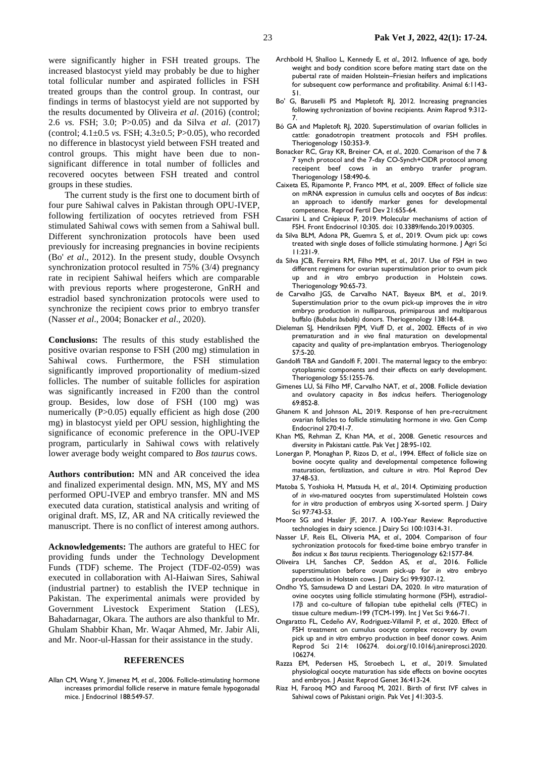were significantly higher in FSH treated groups. The increased blastocyst yield may probably be due to higher total follicular number and aspirated follicles in FSH treated groups than the control group. In contrast, our findings in terms of blastocyst yield are not supported by the results documented by Oliveira *et al*. (2016) (control; 2.6 *vs.* FSH; 3.0; P>0.05) and da Silva *et al*. (2017) (control; 4.1±0.5 *vs.* FSH; 4.3±0.5; P>0.05), who recorded no difference in blastocyst yield between FSH treated and control groups. This might have been due to non-significant difference in total number of follicles and recovered oocytes between FSH treated and control groups in these studies.

The current study is the first one to document birth of four pure Sahiwal calves in Pakistan through OPU-IVEP, following fertilization of oocytes retrieved from FSH stimulated Sahiwal cows with semen from a Sahiwal bull. Different synchronization protocols have been used previously for increasing pregnancies in bovine recipients (Bo' *et al*., 2012). In the present study, double Ovsynch synchronization protocol resulted in 75% (3/4) pregnancy rate in recipient Sahiwal heifers which are comparable with previous reports where progesterone, GnRH and estradiol based synchronization protocols were used to synchronize the recipient cows prior to embryo transfer (Nasser *et al*., 2004; Bonacker *et al*., 2020).

**Conclusions:** The results of this study established the positive ovarian response to FSH (200 mg) stimulation in Sahiwal cows. Furthermore, the FSH stimulation significantly improved proportionality of medium-sized follicles. The number of suitable follicles for aspiration was significantly increased in F200 than the control group. Besides, low dose of FSH (100 mg) was numerically (P>0.05) equally efficient as high dose (200 mg) in blastocyst yield per OPU session, highlighting the significance of economic preference in the OPU-IVEP program, particularly in Sahiwal cows with relatively lower average body weight compared to *Bos taurus* cows.

**Authors contribution:** MN and AR conceived the idea and finalized experimental design. MN, MS, MY and MS performed OPU-IVEP and embryo transfer. MN and MS executed data curation, statistical analysis and writing of original draft. MS, IZ, AR and NA critically reviewed the manuscript. There is no conflict of interest among authors.

**Acknowledgements:** The authors are grateful to HEC for providing funds under the Technology Development Funds (TDF) scheme. The Project (TDF-02-059) was executed in collaboration with Al-Haiwan Sires, Sahiwal (industrial partner) to establish the IVEP technique in Pakistan. The experimental animals were provided by Government Livestock Experiment Station (LES), Bahadarnagar, Okara. The authors are also thankful to Mr. Ghulam Shabbir Khan, Mr. Waqar Ahmed, Mr. Jabir Ali, and Mr. Noor-ul-Hassan for their assistance in the study.

## REFERENCES

Allan CM, Wang Y, Jimenez M, *et al*., 2006. Follicle-stimulating hormone increases primordial follicle reserve in mature female hypogonadal mice. J Endocrinol 188:549-57.

Archbold H, Shalloo L, Kennedy E, *et al*., 2012. Influence of age, body weight and body condition score before mating start date on the pubertal rate of maiden Holstein–Friesian heifers and implications for subsequent cow performance and profitability. Animal 6:1143-51.

Bo' G, Baruselli PS and Mapletoft RJ, 2012. Increasing pregnancies following sychronization of bovine recipients. Anim Reprod 9:312-7.

Bó GA and Mapletoft RJ, 2020. Superstimulation of ovarian follicles in cattle: gonadotropin treatment protocols and FSH profiles. Theriogenology 150:353-9.

Bonacker RC, Gray KR, Breiner CA, *et al*., 2020. Comarison of the 7 & 7 synch protocol and the 7-day CO-Synch+CIDR protocol among receipent beef cows in an embryo tranfer program. Theriogenology 158:490-6.

Caixeta ES, Ripamonte P, Franco MM, *et al*., 2009. Effect of follicle size on mRNA expression in cumulus cells and oocytes of *Bos indicus*: an approach to identify marker genes for developmental competence. Reprod Fertil Dev 21:655-64.

Casarini L and Crépieux P, 2019. Molecular mechanisms of action of FSH. Front Endocrinol 10:305. doi: 10.3389/fendo.2019.00305.

da Silva BLM, Adona PR, Guemra S, *et al*., 2019. Ovum pick up: cows treated with single doses of follicle stimulating hormone. J Agri Sci 11:231-9.

da Silva JCB, Ferreira RM, Filho MM, *et al*., 2017. Use of FSH in two different regimens for ovarian superstimulation prior to ovum pick up and *in vitro* embryo production in Holstein cows. Theriogenology 90:65-73.

de Carvalho JGS, de Carvalho NAT, Bayeux BM, *et al*., 2019. Superstimulation prior to the ovum pick-up improves the *in vitro* embryo production in nulliparous, primiparous and multiparous buffalo (*Bubalus bubalis*) donors. Theriogenology 138:164-8.

Dieleman SJ, Hendriksen PJM, Viuff D, *et al*., 2002. Effects of *in vivo* prematuration and *in vivo* final maturation on developmental capacity and quality of pre-implantation embryos. Theriogenology 57:5-20.

Gandolfi TBA and Gandolfi F, 2001. The maternal legacy to the embryo: cytoplasmic components and their effects on early development. Theriogenology 55:1255-76.

Gimenes LU, Sá Filho MF, Carvalho NAT, *et al*., 2008. Follicle deviation and ovulatory capacity in *Bos indicus* heifers. Theriogenology 69:852-8.

Ghanem K and Johnson AL, 2019. Response of hen pre-recruitment ovarian follicles to follicle stimulating hormone *in vivo*. Gen Comp Endocrinol 270:41-7.

Khan MS, Rehman Z, Khan MA, *et al*., 2008. Genetic resources and diversity in Pakistani cattle. Pak Vet J 28:95-102.

Lonergan P, Monaghan P, Rizos D, *et al*., 1994. Effect of follicle size on bovine oocyte quality and developmental competence following maturation, fertilization, and culture *in vitro*. Mol Reprod Dev 37:48-53.

Matoba S, Yoshioka H, Matsuda H, *et al*., 2014. Optimizing production of *in vivo*-matured oocytes from superstimulated Holstein cows for *in vitro* production of embryos using X-sorted sperm. J Dairy Sci 97:743-53.

Moore SG and Hasler JF, 2017. A 100-Year Review: Reproductive technologies in dairy science. J Dairy Sci 100:10314-31.

Nasser LF, Reis EL, Oliveria MA, *et al*., 2004. Comparison of four sychronization protocols for fixed-time boine embryo transfer in *Bos indicus* x *Bos taurus* recipients. Theriogenology 62:1577-84.

Oliveira LH, Sanches CP, Seddon AS, *et al*., 2016. Follicle superstimulation before ovum pick-up for *in vitro* embryo production in Holstein cows. J Dairy Sci 99:9307-12.

Ondho YS, Samsudewa D and Lestari DA, 2020. *In vitro* maturation of ovine oocytes using follicle stimulating hormone (FSH), estradiol-17β and co-culture of fallopian tube epithelial cells (FTEC) in tissue culture medium-199 (TCM-199). Int J Vet Sci 9:66-71.

Ongaratto FL, Cedeño AV, Rodriguez-Villamil P, *et al*., 2020. Effect of FSH treatment on cumulus oocyte complex recovery by ovum pick up and *in vitro* embryo production in beef donor cows. Anim Reprod Sci 214: 106274. doi.org/10.1016/j.anireprosci.2020.106274.

Razza EM, Pedersen HS, Stroebech L, *et al*., 2019. Simulated physiological oocyte maturation has side effects on bovine oocytes and embryos. J Assist Reprod Genet 36:413-24.

Riaz H, Farooq MO and Farooq M, 2021. Birth of first IVF calves in Sahiwal cows of Pakistani origin. Pak Vet J 41:303-5.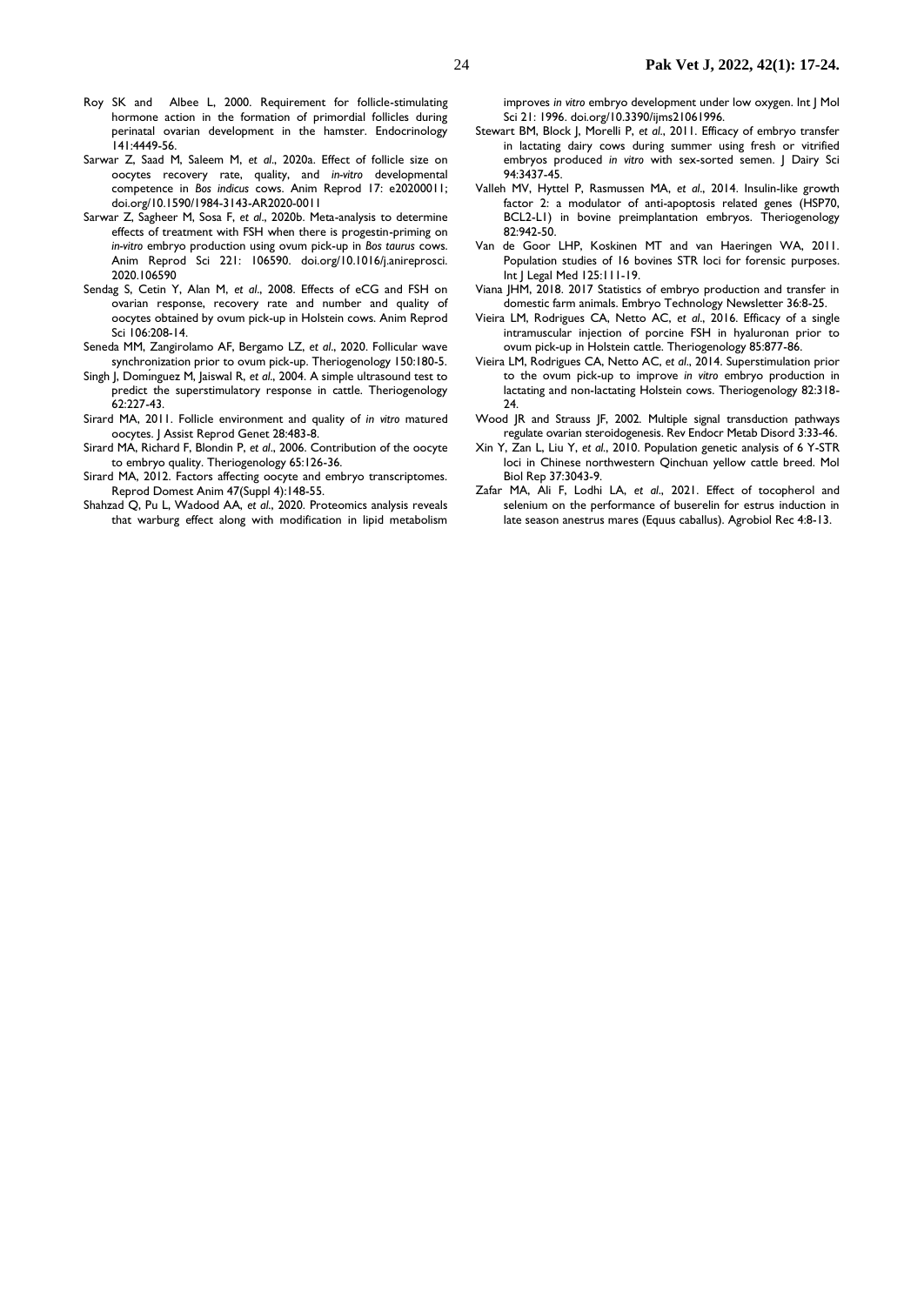Roy SK and Albee L, 2000. Requirement for follicle-stimulating hormone action in the formation of primordial follicles during perinatal ovarian development in the hamster. Endocrinology 141:4449-56.

Sarwar Z, Saad M, Saleem M, *et al*., 2020a. Effect of follicle size on oocytes recovery rate, quality, and *in-vitro* developmental competence in *Bos indicus* cows. Anim Reprod 17: e20200011; doi.org/10.1590/1984-3143-AR2020-0011

Sarwar Z, Sagheer M, Sosa F, *et al*., 2020b. Meta-analysis to determine effects of treatment with FSH when there is progestin-priming on *in-vitro* embryo production using ovum pick-up in *Bos taurus* cows. Anim Reprod Sci 221: 106590. doi.org/10.1016/j.anireprosci. 2020.106590

Sendag S, Cetin Y, Alan M, *et al*., 2008. Effects of eCG and FSH on ovarian response, recovery rate and number and quality of oocytes obtained by ovum pick-up in Holstein cows. Anim Reprod Sci 106:208-14.

Seneda MM, Zangirolamo AF, Bergamo LZ, *et al*., 2020. Follicular wave synchronization prior to ovum pick-up. Theriogenology 150:180-5.

Singh J, Domínguez M, Jaiswal R, *et al*., 2004. A simple ultrasound test to predict the superstimulatory response in cattle. Theriogenology 62:227-43.

Sirard MA, 2011. Follicle environment and quality of *in vitro* matured oocytes. J Assist Reprod Genet 28:483-8.

Sirard MA, Richard F, Blondin P, *et al*., 2006. Contribution of the oocyte to embryo quality. Theriogenology 65:126-36.

Sirard MA, 2012. Factors affecting oocyte and embryo transcriptomes. Reprod Domest Anim 47(Suppl 4):148-55.

Shahzad Q, Pu L, Wadood AA, *et al*., 2020. Proteomics analysis reveals that warburg effect along with modification in lipid metabolism improves *in vitro* embryo development under low oxygen. Int J Mol Sci 21: 1996. doi.org/10.3390/ijms21061996.

Stewart BM, Block J, Morelli P, *et al*., 2011. Efficacy of embryo transfer in lactating dairy cows during summer using fresh or vitrified embryos produced *in vitro* with sex-sorted semen. J Dairy Sci 94:3437-45.

Valleh MV, Hyttel P, Rasmussen MA, *et al*., 2014. Insulin-like growth factor 2: a modulator of anti-apoptosis related genes (HSP70, BCL2-L1) in bovine preimplantation embryos. Theriogenology 82:942-50.

Van de Goor LHP, Koskinen MT and van Haeringen WA, 2011. Population studies of 16 bovines STR loci for forensic purposes. Int J Legal Med 125:111-19.

Viana JHM, 2018. 2017 Statistics of embryo production and transfer in domestic farm animals. Embryo Technology Newsletter 36:8-25.

Vieira LM, Rodrigues CA, Netto AC, *et al*., 2016. Efficacy of a single intramuscular injection of porcine FSH in hyaluronan prior to ovum pick-up in Holstein cattle. Theriogenology 85:877-86.

Vieira LM, Rodrigues CA, Netto AC, *et al*., 2014. Superstimulation prior to the ovum pick-up to improve *in vitro* embryo production in lactating and non-lactating Holstein cows. Theriogenology 82:318-24.

Wood JR and Strauss JF, 2002. Multiple signal transduction pathways regulate ovarian steroidogenesis. Rev Endocr Metab Disord 3:33-46.

Xin Y, Zan L, Liu Y, *et al*., 2010. Population genetic analysis of 6 Y-STR loci in Chinese northwestern Qinchuan yellow cattle breed. Mol Biol Rep 37:3043-9.

Zafar MA, Ali F, Lodhi LA, *et al*., 2021. Effect of tocopherol and selenium on the performance of buserelin for estrus induction in late season anestrus mares (Equus caballus). Agrobiol Rec 4:8-13.